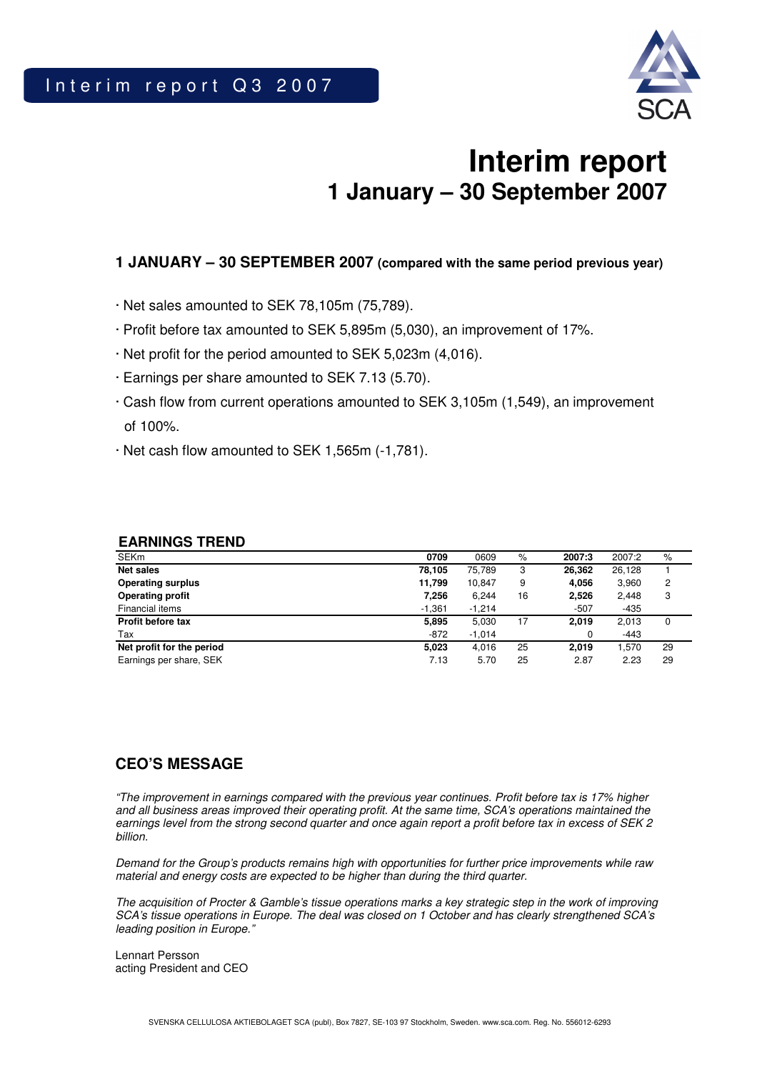Interim report Q3 2007

# Interim report
## 1 January – 30 September 2007

### 1 JANUARY – 30 SEPTEMBER 2007 (compared with the same period previous year)

- Net sales amounted to SEK 78,105m (75,789).
- Profit before tax amounted to SEK 5,895m (5,030), an improvement of 17%.
- Net profit for the period amounted to SEK 5,023m (4,016).
- Earnings per share amounted to SEK 7.13 (5.70).
- Cash flow from current operations amounted to SEK 3,105m (1,549), an improvement of 100%.
- Net cash flow amounted to SEK 1,565m (-1,781).

### EARNINGS TREND

| SEKm | 0709 | 0609 | % | 2007:3 | 2007:2 | % |
|---|---|---|---|---|---|---|
| **Net sales** | **78,105** | 75,789 | 3 | **26,362** | 26,128 | 1 |
| **Operating surplus** | **11,799** | 10,847 | 9 | **4,056** | 3,960 | 2 |
| **Operating profit** | **7,256** | 6,244 | 16 | **2,526** | 2,448 | 3 |
| Financial items | -1,361 | -1,214 | | -507 | -435 | |
| **Profit before tax** | **5,895** | 5,030 | 17 | **2,019** | 2,013 | 0 |
| Tax | -872 | -1,014 | | 0 | -443 | |
| **Net profit for the period** | **5,023** | 4,016 | 25 | **2,019** | 1,570 | 29 |
| Earnings per share, SEK | 7.13 | 5.70 | 25 | 2.87 | 2.23 | 29 |

### CEO'S MESSAGE

*"The improvement in earnings compared with the previous year continues. Profit before tax is 17% higher and all business areas improved their operating profit. At the same time, SCA's operations maintained the earnings level from the strong second quarter and once again report a profit before tax in excess of SEK 2 billion.*

*Demand for the Group's products remains high with opportunities for further price improvements while raw material and energy costs are expected to be higher than during the third quarter.*

*The acquisition of Procter & Gamble's tissue operations marks a key strategic step in the work of improving SCA's tissue operations in Europe. The deal was closed on 1 October and has clearly strengthened SCA's leading position in Europe."*

Lennart Persson
acting President and CEO

SVENSKA CELLULOSA AKTIEBOLAGET SCA (publ), Box 7827, SE-103 97 Stockholm, Sweden. www.sca.com. Reg. No. 556012-6293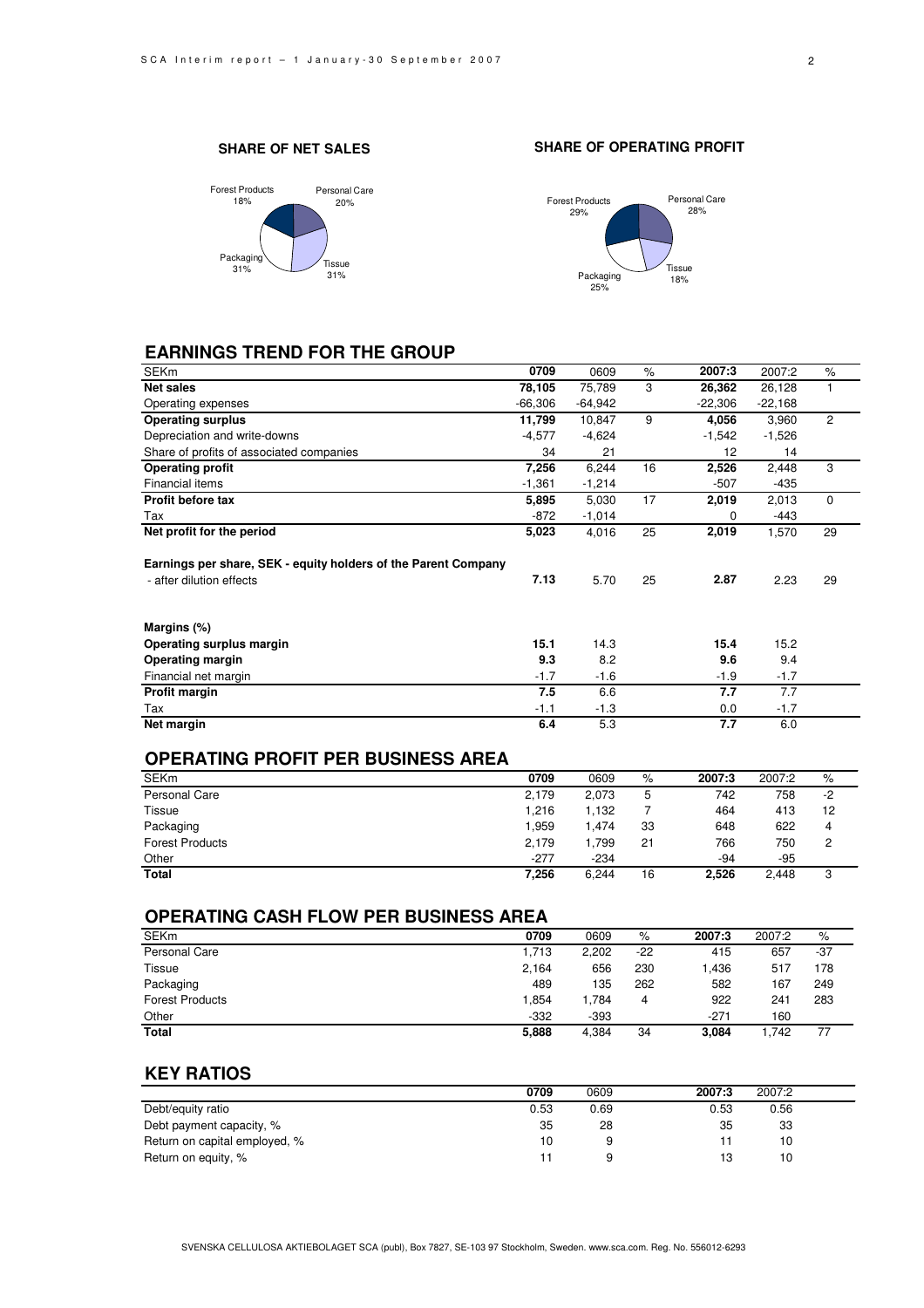**SHARE OF NET SALES**

Forest Products 18%
Personal Care 20%
Packaging 31%
Tissue 31%

**SHARE OF OPERATING PROFIT**

Forest Products 29%
Personal Care 28%
Packaging 25%
Tissue 18%

## EARNINGS TREND FOR THE GROUP

| SEKm | 0709 | 0609 | % | 2007:3 | 2007:2 | % |
|---|---|---|---|---|---|---|
| **Net sales** | **78,105** | 75,789 | 3 | **26,362** | 26,128 | 1 |
| Operating expenses | -66,306 | -64,942 | | -22,306 | -22,168 | |
| **Operating surplus** | **11,799** | 10,847 | 9 | **4,056** | 3,960 | 2 |
| Depreciation and write-downs | -4,577 | -4,624 | | -1,542 | -1,526 | |
| Share of profits of associated companies | 34 | 21 | | 12 | 14 | |
| **Operating profit** | **7,256** | 6,244 | 16 | **2,526** | 2,448 | 3 |
| Financial items | -1,361 | -1,214 | | -507 | -435 | |
| **Profit before tax** | **5,895** | 5,030 | 17 | **2,019** | 2,013 | 0 |
| Tax | -872 | -1,014 | | 0 | -443 | |
| **Net profit for the period** | **5,023** | 4,016 | 25 | **2,019** | 1,570 | 29 |
| **Earnings per share, SEK - equity holders of the Parent Company** | | | | | | |
| - after dilution effects | **7.13** | 5.70 | 25 | **2.87** | 2.23 | 29 |
| **Margins (%)** | | | | | | |
| **Operating surplus margin** | **15.1** | 14.3 | | **15.4** | 15.2 | |
| **Operating margin** | **9.3** | 8.2 | | **9.6** | 9.4 | |
| Financial net margin | -1.7 | -1.6 | | -1.9 | -1.7 | |
| **Profit margin** | **7.5** | 6.6 | | **7.7** | 7.7 | |
| Tax | -1.1 | -1.3 | | 0.0 | -1.7 | |
| **Net margin** | **6.4** | 5.3 | | **7.7** | 6.0 | |

## OPERATING PROFIT PER BUSINESS AREA

| SEKm | 0709 | 0609 | % | 2007:3 | 2007:2 | % |
|---|---|---|---|---|---|---|
| Personal Care | 2,179 | 2,073 | 5 | 742 | 758 | -2 |
| Tissue | 1,216 | 1,132 | 7 | 464 | 413 | 12 |
| Packaging | 1,959 | 1,474 | 33 | 648 | 622 | 4 |
| Forest Products | 2,179 | 1,799 | 21 | 766 | 750 | 2 |
| Other | -277 | -234 | | -94 | -95 | |
| **Total** | **7,256** | 6,244 | 16 | **2,526** | 2,448 | 3 |

## OPERATING CASH FLOW PER BUSINESS AREA

| SEKm | 0709 | 0609 | % | 2007:3 | 2007:2 | % |
|---|---|---|---|---|---|---|
| Personal Care | 1,713 | 2,202 | -22 | 415 | 657 | -37 |
| Tissue | 2,164 | 656 | 230 | 1,436 | 517 | 178 |
| Packaging | 489 | 135 | 262 | 582 | 167 | 249 |
| Forest Products | 1,854 | 1,784 | 4 | 922 | 241 | 283 |
| Other | -332 | -393 | | -271 | 160 | |
| **Total** | **5,888** | 4,384 | 34 | **3,084** | 1,742 | 77 |

## KEY RATIOS

| | 0709 | 0609 | 2007:3 | 2007:2 |
|---|---|---|---|---|
| Debt/equity ratio | 0.53 | 0.69 | 0.53 | 0.56 |
| Debt payment capacity, % | 35 | 28 | 35 | 33 |
| Return on capital employed, % | 10 | 9 | 11 | 10 |
| Return on equity, % | 11 | 9 | 13 | 10 |

SVENSKA CELLULOSA AKTIEBOLAGET SCA (publ), Box 7827, SE-103 97 Stockholm, Sweden. www.sca.com. Reg. No. 556012-6293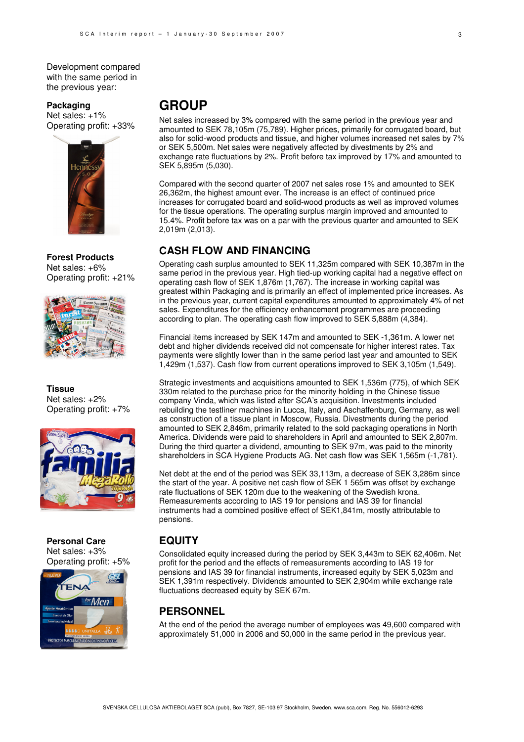Development compared with the same period in the previous year:

**Packaging**
Net sales: +1%
Operating profit: +33%

**Forest Products**
Net sales: +6%
Operating profit: +21%

**Tissue**
Net sales: +2%
Operating profit: +7%

**Personal Care**
Net sales: +3%
Operating profit: +5%

## GROUP

Net sales increased by 3% compared with the same period in the previous year and amounted to SEK 78,105m (75,789). Higher prices, primarily for corrugated board, but also for solid-wood products and tissue, and higher volumes increased net sales by 7% or SEK 5,500m. Net sales were negatively affected by divestments by 2% and exchange rate fluctuations by 2%. Profit before tax improved by 17% and amounted to SEK 5,895m (5,030).

Compared with the second quarter of 2007 net sales rose 1% and amounted to SEK 26,362m, the highest amount ever. The increase is an effect of continued price increases for corrugated board and solid-wood products as well as improved volumes for the tissue operations. The operating surplus margin improved and amounted to 15.4%. Profit before tax was on a par with the previous quarter and amounted to SEK 2,019m (2,013).

## CASH FLOW AND FINANCING

Operating cash surplus amounted to SEK 11,325m compared with SEK 10,387m in the same period in the previous year. High tied-up working capital had a negative effect on operating cash flow of SEK 1,876m (1,767). The increase in working capital was greatest within Packaging and is primarily an effect of implemented price increases. As in the previous year, current capital expenditures amounted to approximately 4% of net sales. Expenditures for the efficiency enhancement programmes are proceeding according to plan. The operating cash flow improved to SEK 5,888m (4,384).

Financial items increased by SEK 147m and amounted to SEK -1,361m. A lower net debt and higher dividends received did not compensate for higher interest rates. Tax payments were slightly lower than in the same period last year and amounted to SEK 1,429m (1,537). Cash flow from current operations improved to SEK 3,105m (1,549).

Strategic investments and acquisitions amounted to SEK 1,536m (775), of which SEK 330m related to the purchase price for the minority holding in the Chinese tissue company Vinda, which was listed after SCA's acquisition. Investments included rebuilding the testliner machines in Lucca, Italy, and Aschaffenburg, Germany, as well as construction of a tissue plant in Moscow, Russia. Divestments during the period amounted to SEK 2,846m, primarily related to the sold packaging operations in North America. Dividends were paid to shareholders in April and amounted to SEK 2,807m. During the third quarter a dividend, amounting to SEK 97m, was paid to the minority shareholders in SCA Hygiene Products AG. Net cash flow was SEK 1,565m (-1,781).

Net debt at the end of the period was SEK 33,113m, a decrease of SEK 3,286m since the start of the year. A positive net cash flow of SEK 1 565m was offset by exchange rate fluctuations of SEK 120m due to the weakening of the Swedish krona. Remeasurements according to IAS 19 for pensions and IAS 39 for financial instruments had a combined positive effect of SEK1,841m, mostly attributable to pensions.

## EQUITY

Consolidated equity increased during the period by SEK 3,443m to SEK 62,406m. Net profit for the period and the effects of remeasurements according to IAS 19 for pensions and IAS 39 for financial instruments, increased equity by SEK 5,023m and SEK 1,391m respectively. Dividends amounted to SEK 2,904m while exchange rate fluctuations decreased equity by SEK 67m.

## PERSONNEL

At the end of the period the average number of employees was 49,600 compared with approximately 51,000 in 2006 and 50,000 in the same period in the previous year.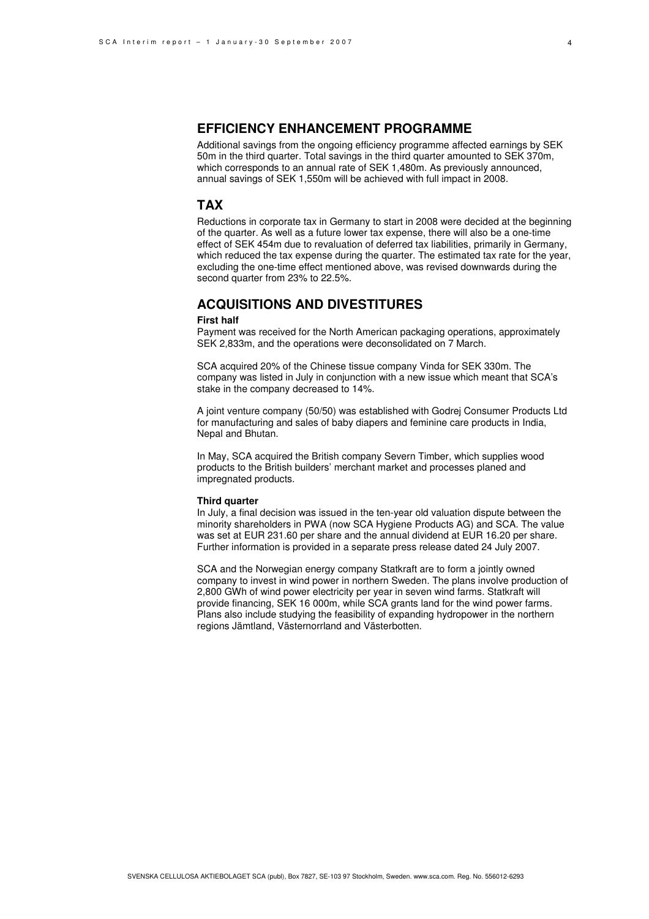## EFFICIENCY ENHANCEMENT PROGRAMME

Additional savings from the ongoing efficiency programme affected earnings by SEK 50m in the third quarter. Total savings in the third quarter amounted to SEK 370m, which corresponds to an annual rate of SEK 1,480m. As previously announced, annual savings of SEK 1,550m will be achieved with full impact in 2008.

## TAX

Reductions in corporate tax in Germany to start in 2008 were decided at the beginning of the quarter. As well as a future lower tax expense, there will also be a one-time effect of SEK 454m due to revaluation of deferred tax liabilities, primarily in Germany, which reduced the tax expense during the quarter. The estimated tax rate for the year, excluding the one-time effect mentioned above, was revised downwards during the second quarter from 23% to 22.5%.

## ACQUISITIONS AND DIVESTITURES

**First half**

Payment was received for the North American packaging operations, approximately SEK 2,833m, and the operations were deconsolidated on 7 March.

SCA acquired 20% of the Chinese tissue company Vinda for SEK 330m. The company was listed in July in conjunction with a new issue which meant that SCA's stake in the company decreased to 14%.

A joint venture company (50/50) was established with Godrej Consumer Products Ltd for manufacturing and sales of baby diapers and feminine care products in India, Nepal and Bhutan.

In May, SCA acquired the British company Severn Timber, which supplies wood products to the British builders' merchant market and processes planed and impregnated products.

**Third quarter**

In July, a final decision was issued in the ten-year old valuation dispute between the minority shareholders in PWA (now SCA Hygiene Products AG) and SCA. The value was set at EUR 231.60 per share and the annual dividend at EUR 16.20 per share. Further information is provided in a separate press release dated 24 July 2007.

SCA and the Norwegian energy company Statkraft are to form a jointly owned company to invest in wind power in northern Sweden. The plans involve production of 2,800 GWh of wind power electricity per year in seven wind farms. Statkraft will provide financing, SEK 16 000m, while SCA grants land for the wind power farms. Plans also include studying the feasibility of expanding hydropower in the northern regions Jämtland, Västernorrland and Västerbotten.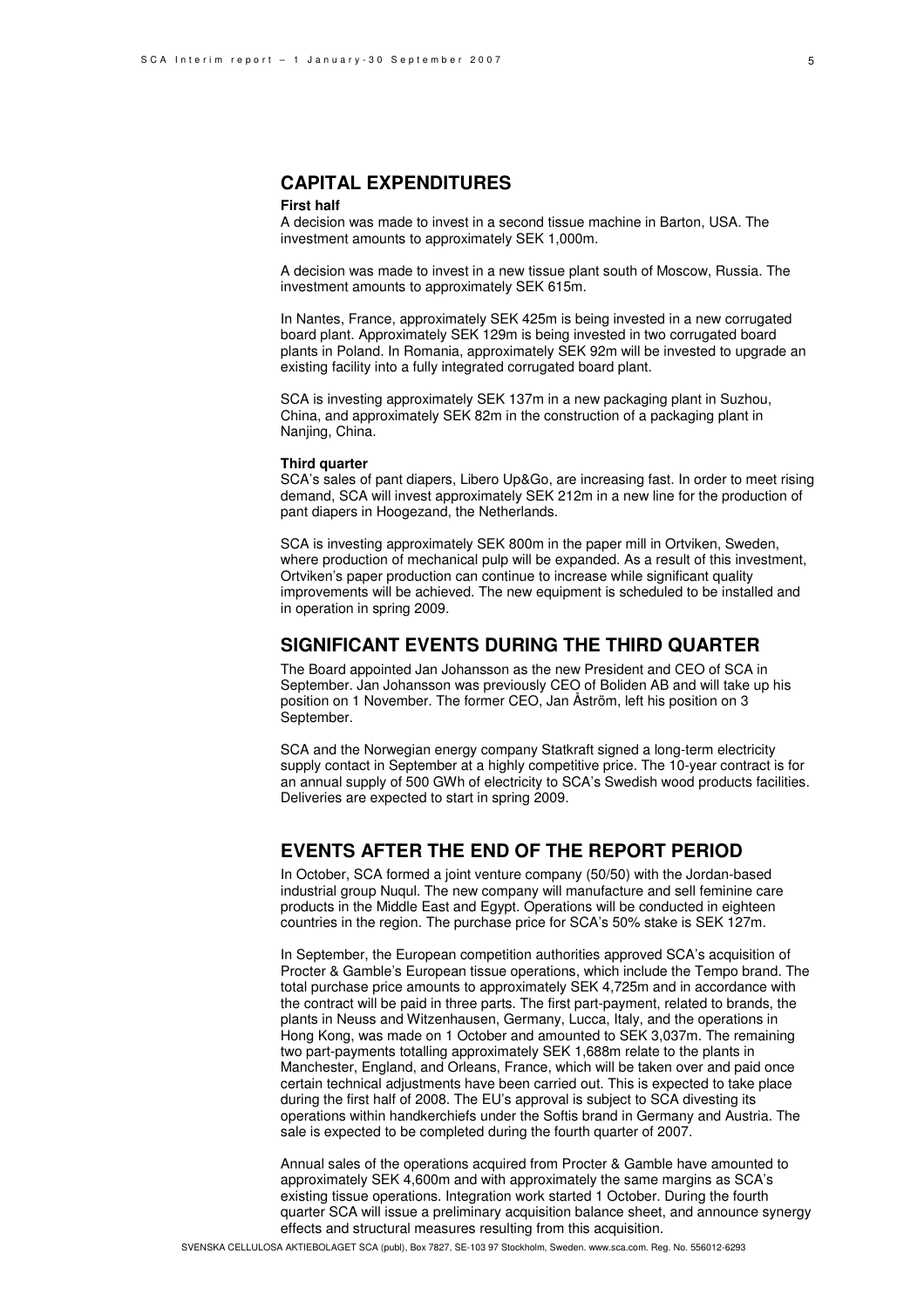## CAPITAL EXPENDITURES

**First half**

A decision was made to invest in a second tissue machine in Barton, USA. The investment amounts to approximately SEK 1,000m.

A decision was made to invest in a new tissue plant south of Moscow, Russia. The investment amounts to approximately SEK 615m.

In Nantes, France, approximately SEK 425m is being invested in a new corrugated board plant. Approximately SEK 129m is being invested in two corrugated board plants in Poland. In Romania, approximately SEK 92m will be invested to upgrade an existing facility into a fully integrated corrugated board plant.

SCA is investing approximately SEK 137m in a new packaging plant in Suzhou, China, and approximately SEK 82m in the construction of a packaging plant in Nanjing, China.

**Third quarter**

SCA's sales of pant diapers, Libero Up&Go, are increasing fast. In order to meet rising demand, SCA will invest approximately SEK 212m in a new line for the production of pant diapers in Hoogezand, the Netherlands.

SCA is investing approximately SEK 800m in the paper mill in Ortviken, Sweden, where production of mechanical pulp will be expanded. As a result of this investment, Ortviken's paper production can continue to increase while significant quality improvements will be achieved. The new equipment is scheduled to be installed and in operation in spring 2009.

## SIGNIFICANT EVENTS DURING THE THIRD QUARTER

The Board appointed Jan Johansson as the new President and CEO of SCA in September. Jan Johansson was previously CEO of Boliden AB and will take up his position on 1 November. The former CEO, Jan Åström, left his position on 3 September.

SCA and the Norwegian energy company Statkraft signed a long-term electricity supply contact in September at a highly competitive price. The 10-year contract is for an annual supply of 500 GWh of electricity to SCA's Swedish wood products facilities. Deliveries are expected to start in spring 2009.

## EVENTS AFTER THE END OF THE REPORT PERIOD

In October, SCA formed a joint venture company (50/50) with the Jordan-based industrial group Nuqul. The new company will manufacture and sell feminine care products in the Middle East and Egypt. Operations will be conducted in eighteen countries in the region. The purchase price for SCA's 50% stake is SEK 127m.

In September, the European competition authorities approved SCA's acquisition of Procter & Gamble's European tissue operations, which include the Tempo brand. The total purchase price amounts to approximately SEK 4,725m and in accordance with the contract will be paid in three parts. The first part-payment, related to brands, the plants in Neuss and Witzenhausen, Germany, Lucca, Italy, and the operations in Hong Kong, was made on 1 October and amounted to SEK 3,037m. The remaining two part-payments totalling approximately SEK 1,688m relate to the plants in Manchester, England, and Orleans, France, which will be taken over and paid once certain technical adjustments have been carried out. This is expected to take place during the first half of 2008. The EU's approval is subject to SCA divesting its operations within handkerchiefs under the Softis brand in Germany and Austria. The sale is expected to be completed during the fourth quarter of 2007.

Annual sales of the operations acquired from Procter & Gamble have amounted to approximately SEK 4,600m and with approximately the same margins as SCA's existing tissue operations. Integration work started 1 October. During the fourth quarter SCA will issue a preliminary acquisition balance sheet, and announce synergy effects and structural measures resulting from this acquisition.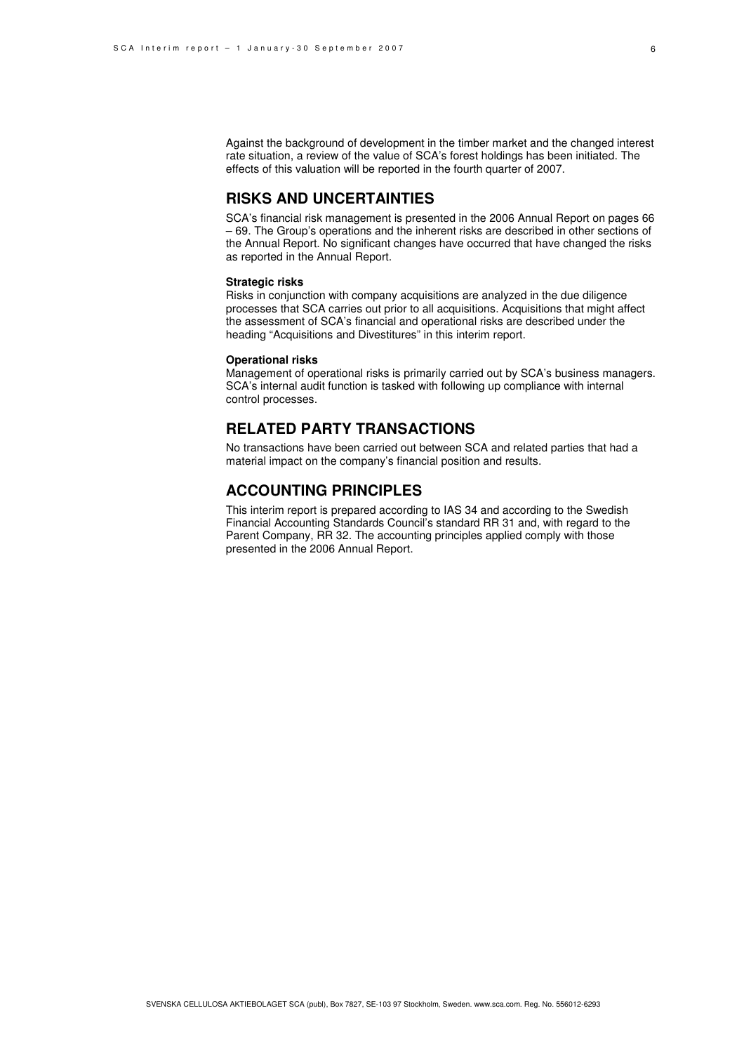Against the background of development in the timber market and the changed interest rate situation, a review of the value of SCA's forest holdings has been initiated. The effects of this valuation will be reported in the fourth quarter of 2007.

## RISKS AND UNCERTAINTIES

SCA's financial risk management is presented in the 2006 Annual Report on pages 66 – 69. The Group's operations and the inherent risks are described in other sections of the Annual Report. No significant changes have occurred that have changed the risks as reported in the Annual Report.

**Strategic risks**

Risks in conjunction with company acquisitions are analyzed in the due diligence processes that SCA carries out prior to all acquisitions. Acquisitions that might affect the assessment of SCA's financial and operational risks are described under the heading "Acquisitions and Divestitures" in this interim report.

**Operational risks**

Management of operational risks is primarily carried out by SCA's business managers. SCA's internal audit function is tasked with following up compliance with internal control processes.

## RELATED PARTY TRANSACTIONS

No transactions have been carried out between SCA and related parties that had a material impact on the company's financial position and results.

## ACCOUNTING PRINCIPLES

This interim report is prepared according to IAS 34 and according to the Swedish Financial Accounting Standards Council's standard RR 31 and, with regard to the Parent Company, RR 32. The accounting principles applied comply with those presented in the 2006 Annual Report.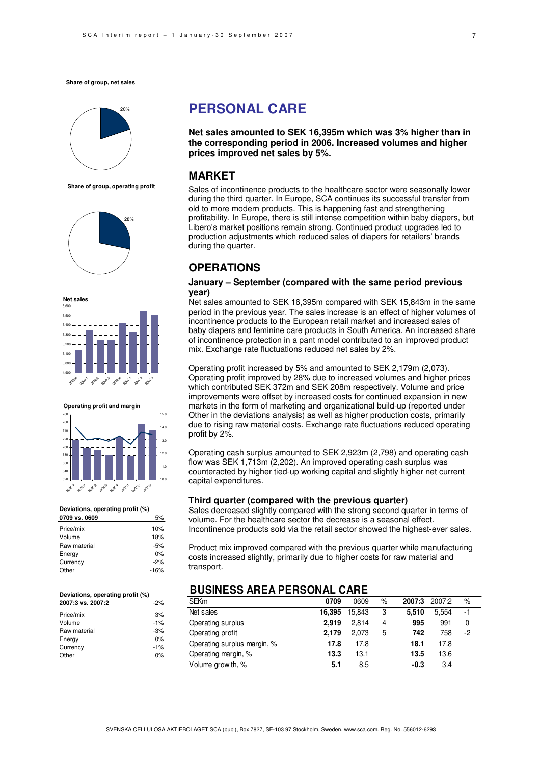**Share of group, net sales**

20%

**Share of group, operating profit**

28%

**Net sales**

**Operating profit and margin**

**Deviations, operating profit (%)**

| 0709 vs. 0609 | 5% |
|---|---|
| Price/mix | 10% |
| Volume | 18% |
| Raw material | -5% |
| Energy | 0% |
| Currency | -2% |
| Other | -16% |

**Deviations, operating profit (%)**

| 2007:3 vs. 2007:2 | -2% |
|---|---|
| Price/mix | 3% |
| Volume | -1% |
| Raw material | -3% |
| Energy | 0% |
| Currency | -1% |
| Other | 0% |

# PERSONAL CARE

**Net sales amounted to SEK 16,395m which was 3% higher than in the corresponding period in 2006. Increased volumes and higher prices improved net sales by 5%.**

## MARKET

Sales of incontinence products to the healthcare sector were seasonally lower during the third quarter. In Europe, SCA continues its successful transfer from old to more modern products. This is happening fast and strengthening profitability. In Europe, there is still intense competition within baby diapers, but Libero's market positions remain strong. Continued product upgrades led to production adjustments which reduced sales of diapers for retailers' brands during the quarter.

## OPERATIONS

### January – September (compared with the same period previous year)

Net sales amounted to SEK 16,395m compared with SEK 15,843m in the same period in the previous year. The sales increase is an effect of higher volumes of incontinence products to the European retail market and increased sales of baby diapers and feminine care products in South America. An increased share of incontinence protection in a pant model contributed to an improved product mix. Exchange rate fluctuations reduced net sales by 2%.

Operating profit increased by 5% and amounted to SEK 2,179m (2,073). Operating profit improved by 28% due to increased volumes and higher prices which contributed SEK 372m and SEK 208m respectively. Volume and price improvements were offset by increased costs for continued expansion in new markets in the form of marketing and organizational build-up (reported under Other in the deviations analysis) as well as higher production costs, primarily due to rising raw material costs. Exchange rate fluctuations reduced operating profit by 2%.

Operating cash surplus amounted to SEK 2,923m (2,798) and operating cash flow was SEK 1,713m (2,202). An improved operating cash surplus was counteracted by higher tied-up working capital and slightly higher net current capital expenditures.

### Third quarter (compared with the previous quarter)

Sales decreased slightly compared with the strong second quarter in terms of volume. For the healthcare sector the decrease is a seasonal effect. Incontinence products sold via the retail sector showed the highest-ever sales.

Product mix improved compared with the previous quarter while manufacturing costs increased slightly, primarily due to higher costs for raw material and transport.

## BUSINESS AREA PERSONAL CARE

| SEKm | 0709 | 0609 | % | 2007:3 | 2007:2 | % |
|---|---|---|---|---|---|---|
| Net sales | **16,395** | 15,843 | 3 | **5,510** | 5,554 | -1 |
| Operating surplus | **2,919** | 2,814 | 4 | **995** | 991 | 0 |
| Operating profit | **2,179** | 2,073 | 5 | **742** | 758 | -2 |
| Operating surplus margin, % | **17.8** | 17.8 | | **18.1** | 17.8 | |
| Operating margin, % | **13.3** | 13.1 | | **13.5** | 13.6 | |
| Volume growth, % | **5.1** | 8.5 | | **-0.3** | 3.4 | |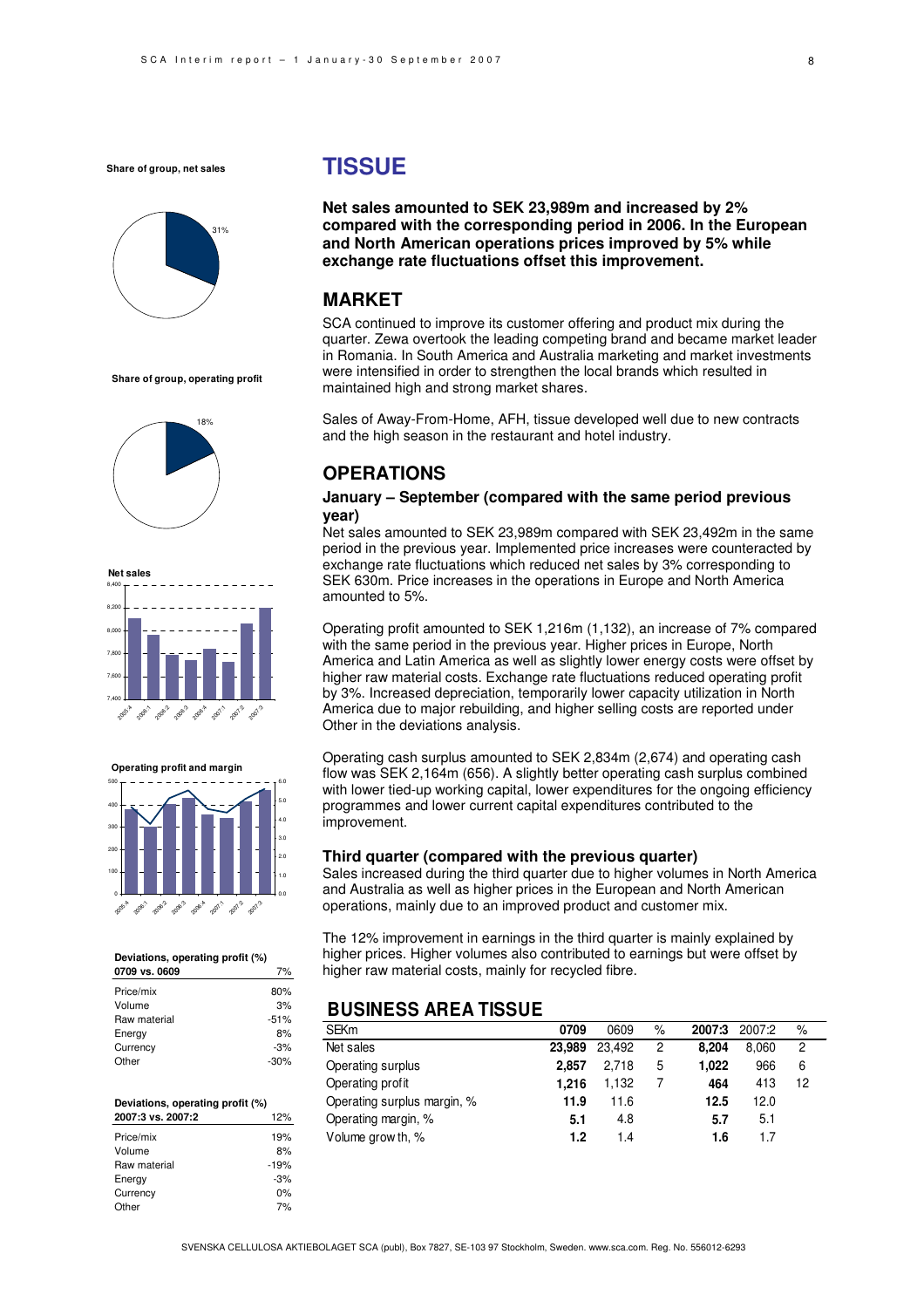# TISSUE

**Net sales amounted to SEK 23,989m and increased by 2% compared with the corresponding period in 2006. In the European and North American operations prices improved by 5% while exchange rate fluctuations offset this improvement.**

## MARKET

SCA continued to improve its customer offering and product mix during the quarter. Zewa overtook the leading competing brand and became market leader in Romania. In South America and Australia marketing and market investments were intensified in order to strengthen the local brands which resulted in maintained high and strong market shares.

Sales of Away-From-Home, AFH, tissue developed well due to new contracts and the high season in the restaurant and hotel industry.

## OPERATIONS

### January – September (compared with the same period previous year)

Net sales amounted to SEK 23,989m compared with SEK 23,492m in the same period in the previous year. Implemented price increases were counteracted by exchange rate fluctuations which reduced net sales by 3% corresponding to SEK 630m. Price increases in the operations in Europe and North America amounted to 5%.

Operating profit amounted to SEK 1,216m (1,132), an increase of 7% compared with the same period in the previous year. Higher prices in Europe, North America and Latin America as well as slightly lower energy costs were offset by higher raw material costs. Exchange rate fluctuations reduced operating profit by 3%. Increased depreciation, temporarily lower capacity utilization in North America due to major rebuilding, and higher selling costs are reported under Other in the deviations analysis.

Operating cash surplus amounted to SEK 2,834m (2,674) and operating cash flow was SEK 2,164m (656). A slightly better operating cash surplus combined with lower tied-up working capital, lower expenditures for the ongoing efficiency programmes and lower current capital expenditures contributed to the improvement.

### Third quarter (compared with the previous quarter)

Sales increased during the third quarter due to higher volumes in North America and Australia as well as higher prices in the European and North American operations, mainly due to an improved product and customer mix.

The 12% improvement in earnings in the third quarter is mainly explained by higher prices. Higher volumes also contributed to earnings but were offset by higher raw material costs, mainly for recycled fibre.

## BUSINESS AREA TISSUE

| SEKm | 0709 | 0609 | % | 2007:3 | 2007:2 | % |
|---|---|---|---|---|---|---|
| Net sales | **23,989** | 23,492 | 2 | **8,204** | 8,060 | 2 |
| Operating surplus | **2,857** | 2,718 | 5 | **1,022** | 966 | 6 |
| Operating profit | **1,216** | 1,132 | 7 | **464** | 413 | 12 |
| Operating surplus margin, % | **11.9** | 11.6 | | **12.5** | 12.0 | |
| Operating margin, % | **5.1** | 4.8 | | **5.7** | 5.1 | |
| Volume growth, % | **1.2** | 1.4 | | **1.6** | 1.7 | |

**Share of group, net sales**

31%

**Share of group, operating profit**

18%

**Net sales**

**Operating profit and margin**

**Deviations, operating profit (%)**

| 0709 vs. 0609 | 7% |
|---|---|
| Price/mix | 80% |
| Volume | 3% |
| Raw material | -51% |
| Energy | 8% |
| Currency | -3% |
| Other | -30% |

**Deviations, operating profit (%)**

| 2007:3 vs. 2007:2 | 12% |
|---|---|
| Price/mix | 19% |
| Volume | 8% |
| Raw material | -19% |
| Energy | -3% |
| Currency | 0% |
| Other | 7% |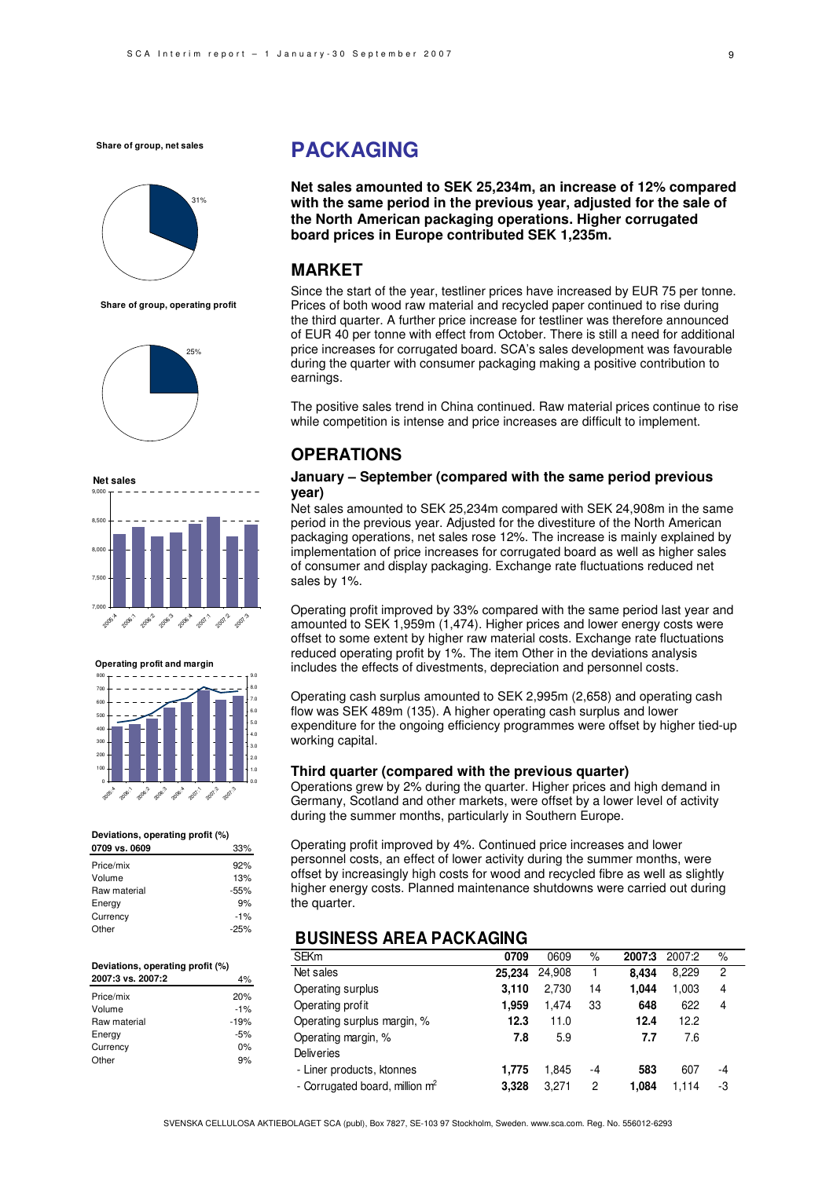**Share of group, net sales**

31%

**Share of group, operating profit**

25%

**Net sales**

**Operating profit and margin**

**Deviations, operating profit (%)**

| 0709 vs. 0609 | 33% |
|---|---|
| Price/mix | 92% |
| Volume | 13% |
| Raw material | -55% |
| Energy | 9% |
| Currency | -1% |
| Other | -25% |

**Deviations, operating profit (%)**

| 2007:3 vs. 2007:2 | 4% |
|---|---|
| Price/mix | 20% |
| Volume | -1% |
| Raw material | -19% |
| Energy | -5% |
| Currency | 0% |
| Other | 9% |

# PACKAGING

**Net sales amounted to SEK 25,234m, an increase of 12% compared with the same period in the previous year, adjusted for the sale of the North American packaging operations. Higher corrugated board prices in Europe contributed SEK 1,235m.**

## MARKET

Since the start of the year, testliner prices have increased by EUR 75 per tonne. Prices of both wood raw material and recycled paper continued to rise during the third quarter. A further price increase for testliner was therefore announced of EUR 40 per tonne with effect from October. There is still a need for additional price increases for corrugated board. SCA's sales development was favourable during the quarter with consumer packaging making a positive contribution to earnings.

The positive sales trend in China continued. Raw material prices continue to rise while competition is intense and price increases are difficult to implement.

## OPERATIONS

### January – September (compared with the same period previous year)

Net sales amounted to SEK 25,234m compared with SEK 24,908m in the same period in the previous year. Adjusted for the divestiture of the North American packaging operations, net sales rose 12%. The increase is mainly explained by implementation of price increases for corrugated board as well as higher sales of consumer and display packaging. Exchange rate fluctuations reduced net sales by 1%.

Operating profit improved by 33% compared with the same period last year and amounted to SEK 1,959m (1,474). Higher prices and lower energy costs were offset to some extent by higher raw material costs. Exchange rate fluctuations reduced operating profit by 1%. The item Other in the deviations analysis includes the effects of divestments, depreciation and personnel costs.

Operating cash surplus amounted to SEK 2,995m (2,658) and operating cash flow was SEK 489m (135). A higher operating cash surplus and lower expenditure for the ongoing efficiency programmes were offset by higher tied-up working capital.

### Third quarter (compared with the previous quarter)

Operations grew by 2% during the quarter. Higher prices and high demand in Germany, Scotland and other markets, were offset by a lower level of activity during the summer months, particularly in Southern Europe.

Operating profit improved by 4%. Continued price increases and lower personnel costs, an effect of lower activity during the summer months, were offset by increasingly high costs for wood and recycled fibre as well as slightly higher energy costs. Planned maintenance shutdowns were carried out during the quarter.

## BUSINESS AREA PACKAGING

| SEKm | 0709 | 0609 | % | 2007:3 | 2007:2 | % |
|---|---|---|---|---|---|---|
| Net sales | **25,234** | 24,908 | 1 | **8,434** | 8,229 | 2 |
| Operating surplus | **3,110** | 2,730 | 14 | **1,044** | 1,003 | 4 |
| Operating profit | **1,959** | 1,474 | 33 | **648** | 622 | 4 |
| Operating surplus margin, % | **12.3** | 11.0 | | **12.4** | 12.2 | |
| Operating margin, % | **7.8** | 5.9 | | **7.7** | 7.6 | |
| Deliveries | | | | | | |
| - Liner products, ktonnes | **1,775** | 1,845 | -4 | **583** | 607 | -4 |
| - Corrugated board, million $m^2$ | **3,328** | 3,271 | 2 | **1,084** | 1,114 | -3 |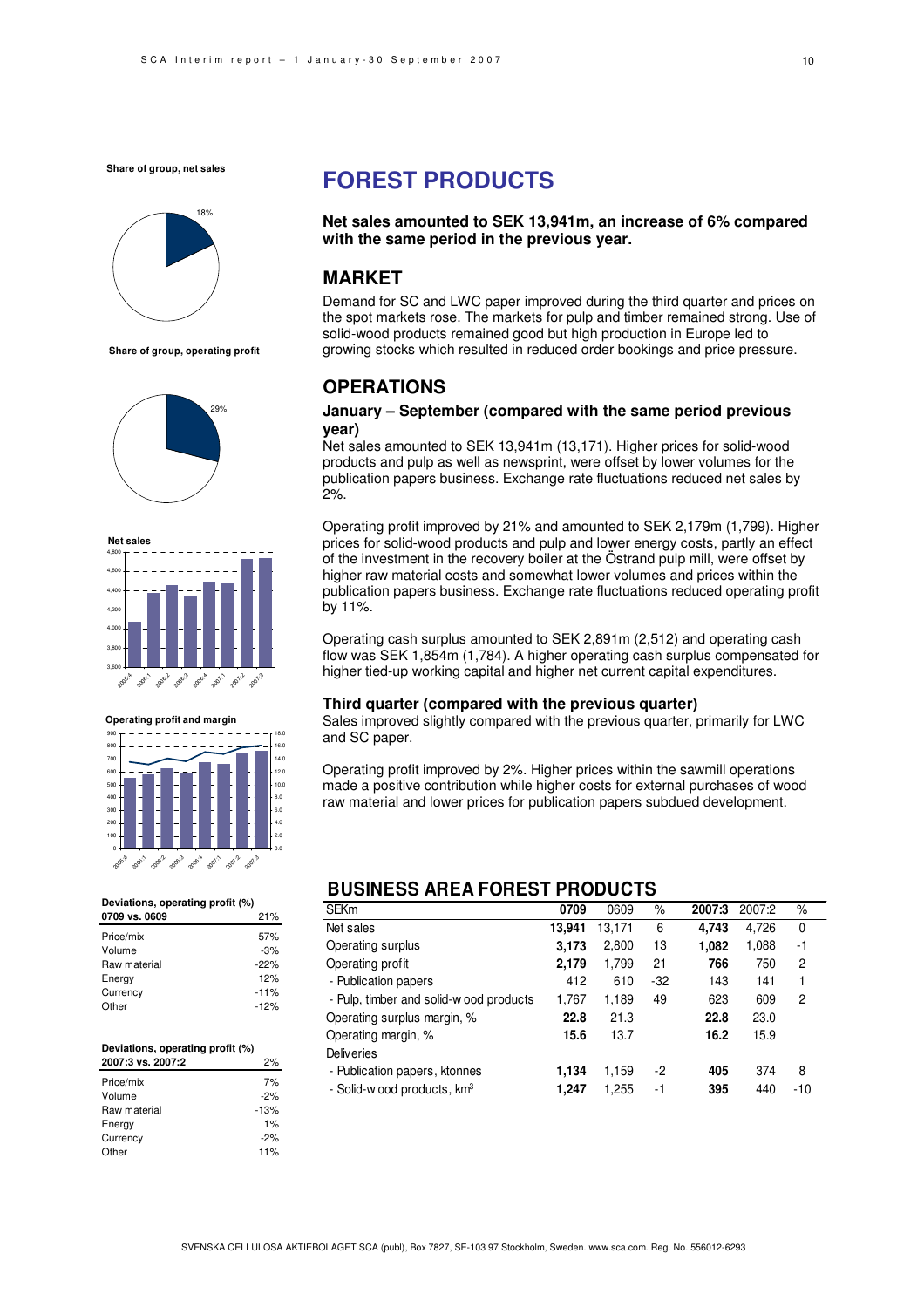# FOREST PRODUCTS

**Net sales amounted to SEK 13,941m, an increase of 6% compared with the same period in the previous year.**

## MARKET

Demand for SC and LWC paper improved during the third quarter and prices on the spot markets rose. The markets for pulp and timber remained strong. Use of solid-wood products remained good but high production in Europe led to growing stocks which resulted in reduced order bookings and price pressure.

## OPERATIONS

### January – September (compared with the same period previous year)

Net sales amounted to SEK 13,941m (13,171). Higher prices for solid-wood products and pulp as well as newsprint, were offset by lower volumes for the publication papers business. Exchange rate fluctuations reduced net sales by 2%.

Operating profit improved by 21% and amounted to SEK 2,179m (1,799). Higher prices for solid-wood products and pulp and lower energy costs, partly an effect of the investment in the recovery boiler at the Östrand pulp mill, were offset by higher raw material costs and somewhat lower volumes and prices within the publication papers business. Exchange rate fluctuations reduced operating profit by 11%.

Operating cash surplus amounted to SEK 2,891m (2,512) and operating cash flow was SEK 1,854m (1,784). A higher operating cash surplus compensated for higher tied-up working capital and higher net current capital expenditures.

### Third quarter (compared with the previous quarter)

Sales improved slightly compared with the previous quarter, primarily for LWC and SC paper.

Operating profit improved by 2%. Higher prices within the sawmill operations made a positive contribution while higher costs for external purchases of wood raw material and lower prices for publication papers subdued development.

## BUSINESS AREA FOREST PRODUCTS

| SEKm | 0709 | 0609 | % | 2007:3 | 2007:2 | % |
|---|---|---|---|---|---|---|
| Net sales | **13,941** | 13,171 | 6 | **4,743** | 4,726 | 0 |
| Operating surplus | **3,173** | 2,800 | 13 | **1,082** | 1,088 | -1 |
| Operating profit | **2,179** | 1,799 | 21 | **766** | 750 | 2 |
| - Publication papers | 412 | 610 | -32 | 143 | 141 | 1 |
| - Pulp, timber and solid-wood products | 1,767 | 1,189 | 49 | 623 | 609 | 2 |
| Operating surplus margin, % | **22.8** | 21.3 | | **22.8** | 23.0 | |
| Operating margin, % | **15.6** | 13.7 | | **16.2** | 15.9 | |
| Deliveries | | | | | | |
| - Publication papers, ktonnes | **1,134** | 1,159 | -2 | **405** | 374 | 8 |
| - Solid-wood products, km³ | **1,247** | 1,255 | -1 | **395** | 440 | -10 |

**Share of group, net sales**

18%

**Share of group, operating profit**

29%

**Net sales**

**Operating profit and margin**

**Deviations, operating profit (%)**

| 0709 vs. 0609 | 21% |
|---|---|
| Price/mix | 57% |
| Volume | -3% |
| Raw material | -22% |
| Energy | 12% |
| Currency | -11% |
| Other | -12% |

**Deviations, operating profit (%)**

| 2007:3 vs. 2007:2 | 2% |
|---|---|
| Price/mix | 7% |
| Volume | -2% |
| Raw material | -13% |
| Energy | 1% |
| Currency | -2% |
| Other | 11% |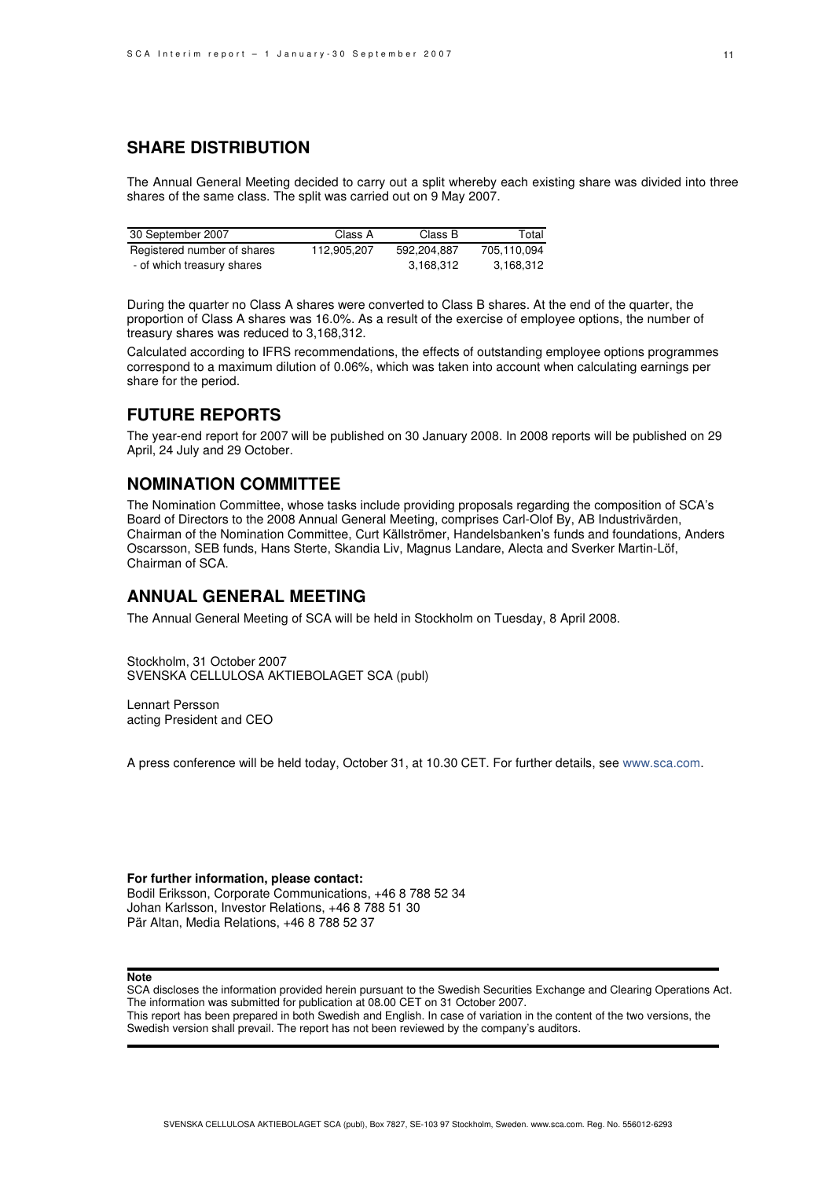## SHARE DISTRIBUTION

The Annual General Meeting decided to carry out a split whereby each existing share was divided into three shares of the same class. The split was carried out on 9 May 2007.

| 30 September 2007 | Class A | Class B | Total |
|---|---|---|---|
| Registered number of shares | 112,905,207 | 592,204,887 | 705,110,094 |
| - of which treasury shares | | 3,168,312 | 3,168,312 |

During the quarter no Class A shares were converted to Class B shares. At the end of the quarter, the proportion of Class A shares was 16.0%. As a result of the exercise of employee options, the number of treasury shares was reduced to 3,168,312.

Calculated according to IFRS recommendations, the effects of outstanding employee options programmes correspond to a maximum dilution of 0.06%, which was taken into account when calculating earnings per share for the period.

## FUTURE REPORTS

The year-end report for 2007 will be published on 30 January 2008. In 2008 reports will be published on 29 April, 24 July and 29 October.

## NOMINATION COMMITTEE

The Nomination Committee, whose tasks include providing proposals regarding the composition of SCA's Board of Directors to the 2008 Annual General Meeting, comprises Carl-Olof By, AB Industrivärden, Chairman of the Nomination Committee, Curt Källströmer, Handelsbanken's funds and foundations, Anders Oscarsson, SEB funds, Hans Sterte, Skandia Liv, Magnus Landare, Alecta and Sverker Martin-Löf, Chairman of SCA.

## ANNUAL GENERAL MEETING

The Annual General Meeting of SCA will be held in Stockholm on Tuesday, 8 April 2008.

Stockholm, 31 October 2007
SVENSKA CELLULOSA AKTIEBOLAGET SCA (publ)

Lennart Persson
acting President and CEO

A press conference will be held today, October 31, at 10.30 CET. For further details, see www.sca.com.

**For further information, please contact:**
Bodil Eriksson, Corporate Communications, +46 8 788 52 34
Johan Karlsson, Investor Relations, +46 8 788 51 30
Pär Altan, Media Relations, +46 8 788 52 37

**Note**

SCA discloses the information provided herein pursuant to the Swedish Securities Exchange and Clearing Operations Act. The information was submitted for publication at 08.00 CET on 31 October 2007.
This report has been prepared in both Swedish and English. In case of variation in the content of the two versions, the Swedish version shall prevail. The report has not been reviewed by the company's auditors.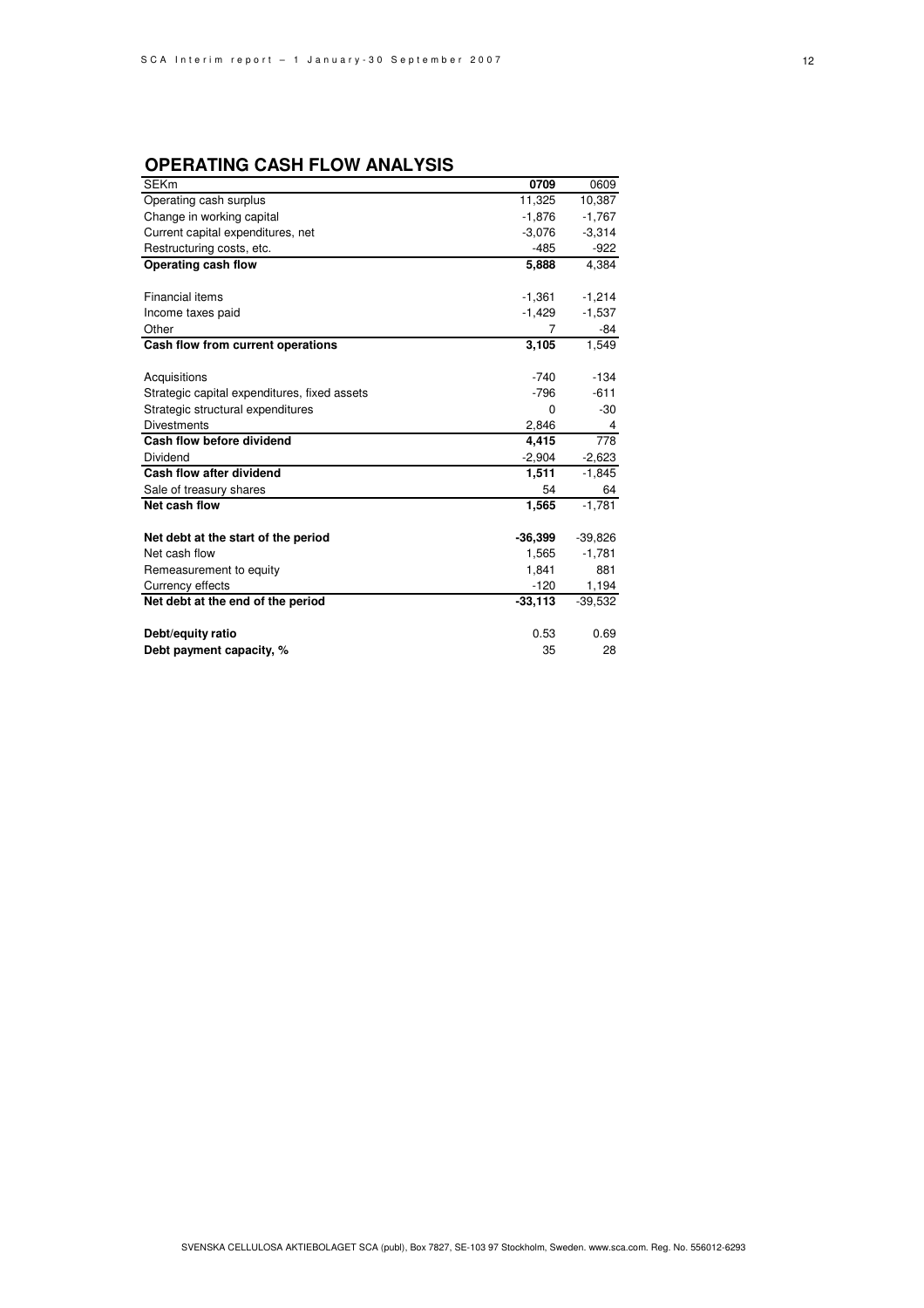## OPERATING CASH FLOW ANALYSIS

| SEKm | **0709** | 0609 |
|---|---|---|
| Operating cash surplus | 11,325 | 10,387 |
| Change in working capital | -1,876 | -1,767 |
| Current capital expenditures, net | -3,076 | -3,314 |
| Restructuring costs, etc. | -485 | -922 |
| **Operating cash flow** | **5,888** | 4,384 |
| | | |
| Financial items | -1,361 | -1,214 |
| Income taxes paid | -1,429 | -1,537 |
| Other | 7 | -84 |
| **Cash flow from current operations** | **3,105** | 1,549 |
| | | |
| Acquisitions | -740 | -134 |
| Strategic capital expenditures, fixed assets | -796 | -611 |
| Strategic structural expenditures | 0 | -30 |
| Divestments | 2,846 | 4 |
| **Cash flow before dividend** | **4,415** | 778 |
| Dividend | -2,904 | -2,623 |
| **Cash flow after dividend** | **1,511** | -1,845 |
| Sale of treasury shares | 54 | 64 |
| **Net cash flow** | **1,565** | -1,781 |
| | | |
| **Net debt at the start of the period** | **-36,399** | -39,826 |
| Net cash flow | 1,565 | -1,781 |
| Remeasurement to equity | 1,841 | 881 |
| Currency effects | -120 | 1,194 |
| **Net debt at the end of the period** | **-33,113** | -39,532 |
| | | |
| **Debt/equity ratio** | 0.53 | 0.69 |
| **Debt payment capacity, %** | 35 | 28 |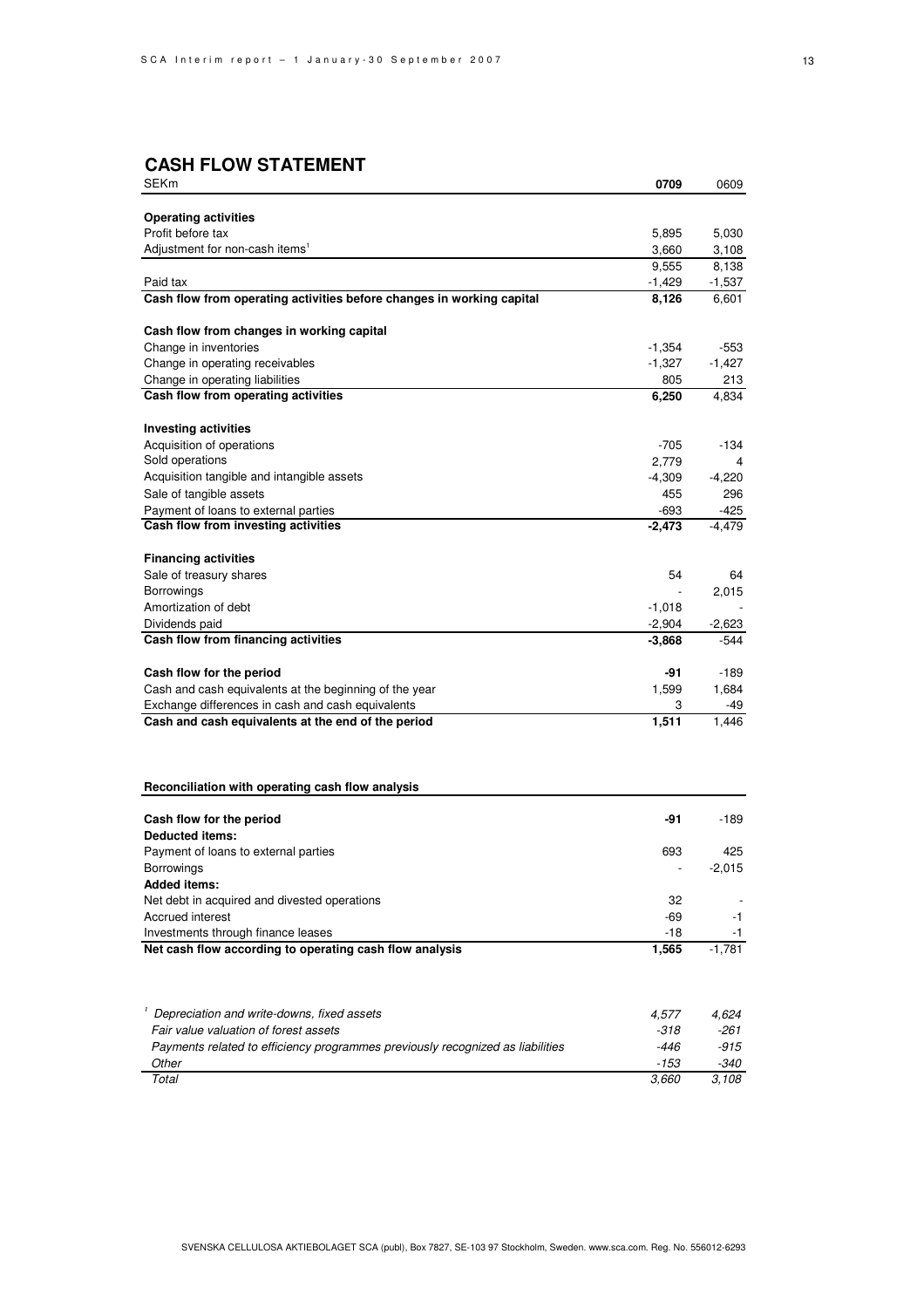## CASH FLOW STATEMENT

| SEKm | **0709** | 0609 |
|---|---|---|
| **Operating activities** | | |
| Profit before tax | 5,895 | 5,030 |
| Adjustment for non-cash items[1] | 3,660 | 3,108 |
| | 9,555 | 8,138 |
| Paid tax | -1,429 | -1,537 |
| **Cash flow from operating activities before changes in working capital** | **8,126** | 6,601 |
| | | |
| **Cash flow from changes in working capital** | | |
| Change in inventories | -1,354 | -553 |
| Change in operating receivables | -1,327 | -1,427 |
| Change in operating liabilities | 805 | 213 |
| **Cash flow from operating activities** | **6,250** | 4,834 |
| | | |
| **Investing activities** | | |
| Acquisition of operations | -705 | -134 |
| Sold operations | 2,779 | 4 |
| Acquisition tangible and intangible assets | -4,309 | -4,220 |
| Sale of tangible assets | 455 | 296 |
| Payment of loans to external parties | -693 | -425 |
| **Cash flow from investing activities** | **-2,473** | -4,479 |
| | | |
| **Financing activities** | | |
| Sale of treasury shares | 54 | 64 |
| Borrowings | - | 2,015 |
| Amortization of debt | -1,018 | - |
| Dividends paid | -2,904 | -2,623 |
| **Cash flow from financing activities** | **-3,868** | -544 |
| | | |
| **Cash flow for the period** | **-91** | -189 |
| Cash and cash equivalents at the beginning of the year | 1,599 | 1,684 |
| Exchange differences in cash and cash equivalents | 3 | -49 |
| **Cash and cash equivalents at the end of the period** | **1,511** | 1,446 |

**Reconciliation with operating cash flow analysis**

| | | |
|---|---|---|
| **Cash flow for the period** | **-91** | -189 |
| **Deducted items:** | | |
| Payment of loans to external parties | 693 | 425 |
| Borrowings | - | -2,015 |
| **Added items:** | | |
| Net debt in acquired and divested operations | 32 | - |
| Accrued interest | -69 | -1 |
| Investments through finance leases | -18 | -1 |
| **Net cash flow according to operating cash flow analysis** | **1,565** | -1,781 |

| | | |
|---|---|---|
| *[1] Depreciation and write-downs, fixed assets* | *4,577* | *4,624* |
| *Fair value valuation of forest assets* | *-318* | *-261* |
| *Payments related to efficiency programmes previously recognized as liabilities* | *-446* | *-915* |
| *Other* | *-153* | *-340* |
| *Total* | *3,660* | *3,108* |

SVENSKA CELLULOSA AKTIEBOLAGET SCA (publ), Box 7827, SE-103 97 Stockholm, Sweden. www.sca.com. Reg. No. 556012-6293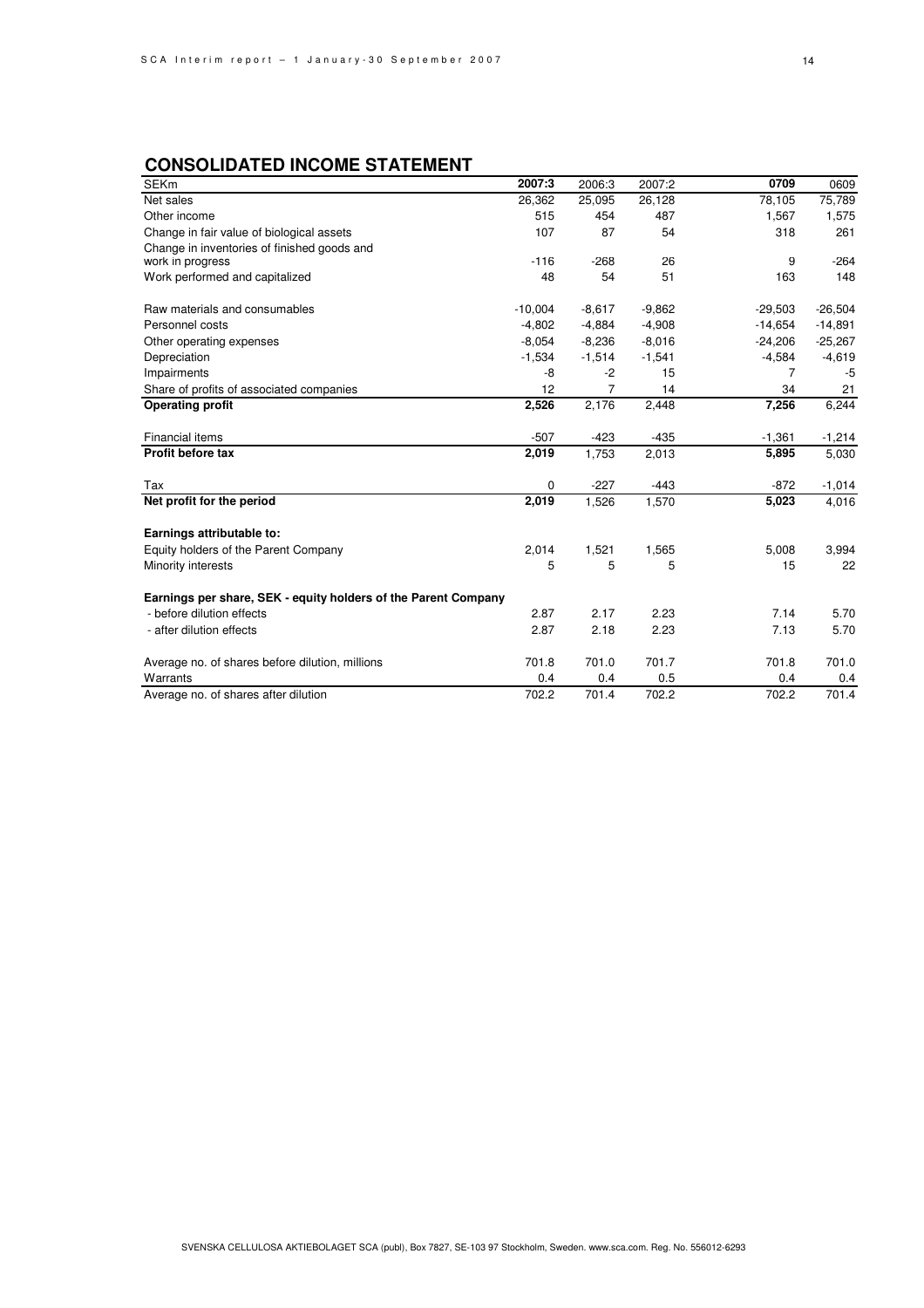## CONSOLIDATED INCOME STATEMENT

| SEKm | 2007:3 | 2006:3 | 2007:2 | 0709 | 0609 |
|---|---|---|---|---|---|
| Net sales | 26,362 | 25,095 | 26,128 | 78,105 | 75,789 |
| Other income | 515 | 454 | 487 | 1,567 | 1,575 |
| Change in fair value of biological assets | 107 | 87 | 54 | 318 | 261 |
| Change in inventories of finished goods and work in progress | -116 | -268 | 26 | 9 | -264 |
| Work performed and capitalized | 48 | 54 | 51 | 163 | 148 |
| | | | | | |
| Raw materials and consumables | -10,004 | -8,617 | -9,862 | -29,503 | -26,504 |
| Personnel costs | -4,802 | -4,884 | -4,908 | -14,654 | -14,891 |
| Other operating expenses | -8,054 | -8,236 | -8,016 | -24,206 | -25,267 |
| Depreciation | -1,534 | -1,514 | -1,541 | -4,584 | -4,619 |
| Impairments | -8 | -2 | 15 | 7 | -5 |
| Share of profits of associated companies | 12 | 7 | 14 | 34 | 21 |
| **Operating profit** | **2,526** | 2,176 | 2,448 | **7,256** | 6,244 |
| | | | | | |
| Financial items | -507 | -423 | -435 | -1,361 | -1,214 |
| **Profit before tax** | **2,019** | 1,753 | 2,013 | **5,895** | 5,030 |
| | | | | | |
| Tax | 0 | -227 | -443 | -872 | -1,014 |
| **Net profit for the period** | **2,019** | 1,526 | 1,570 | **5,023** | 4,016 |
| | | | | | |
| **Earnings attributable to:** | | | | | |
| Equity holders of the Parent Company | 2,014 | 1,521 | 1,565 | 5,008 | 3,994 |
| Minority interests | 5 | 5 | 5 | 15 | 22 |
| | | | | | |
| **Earnings per share, SEK - equity holders of the Parent Company** | | | | | |
| - before dilution effects | 2.87 | 2.17 | 2.23 | 7.14 | 5.70 |
| - after dilution effects | 2.87 | 2.18 | 2.23 | 7.13 | 5.70 |
| | | | | | |
| Average no. of shares before dilution, millions | 701.8 | 701.0 | 701.7 | 701.8 | 701.0 |
| Warrants | 0.4 | 0.4 | 0.5 | 0.4 | 0.4 |
| Average no. of shares after dilution | 702.2 | 701.4 | 702.2 | 702.2 | 701.4 |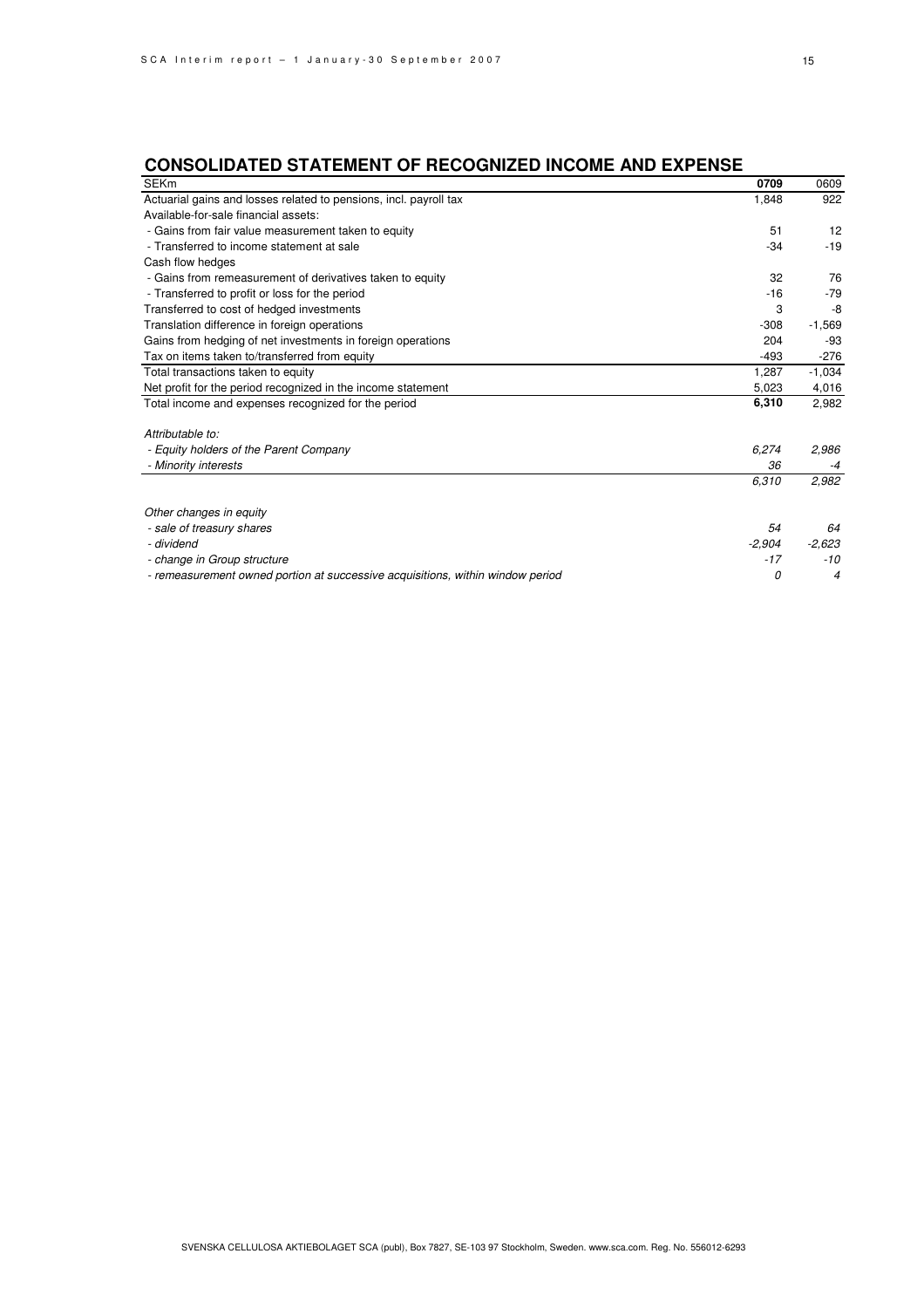## CONSOLIDATED STATEMENT OF RECOGNIZED INCOME AND EXPENSE

| SEKm | **0709** | 0609 |
|---|---|---|
| Actuarial gains and losses related to pensions, incl. payroll tax | 1,848 | 922 |
| Available-for-sale financial assets: | | |
| - Gains from fair value measurement taken to equity | 51 | 12 |
| - Transferred to income statement at sale | -34 | -19 |
| Cash flow hedges | | |
| - Gains from remeasurement of derivatives taken to equity | 32 | 76 |
| - Transferred to profit or loss for the period | -16 | -79 |
| Transferred to cost of hedged investments | 3 | -8 |
| Translation difference in foreign operations | -308 | -1,569 |
| Gains from hedging of net investments in foreign operations | 204 | -93 |
| Tax on items taken to/transferred from equity | -493 | -276 |
| Total transactions taken to equity | 1,287 | -1,034 |
| Net profit for the period recognized in the income statement | 5,023 | 4,016 |
| Total income and expenses recognized for the period | **6,310** | 2,982 |
| | | |
| *Attributable to:* | | |
| *- Equity holders of the Parent Company* | *6,274* | *2,986* |
| *- Minority interests* | *36* | *-4* |
| | *6,310* | *2,982* |
| | | |
| *Other changes in equity* | | |
| *- sale of treasury shares* | *54* | *64* |
| *- dividend* | *-2,904* | *-2,623* |
| *- change in Group structure* | *-17* | *-10* |
| *- remeasurement owned portion at successive acquisitions, within window period* | *0* | *4* |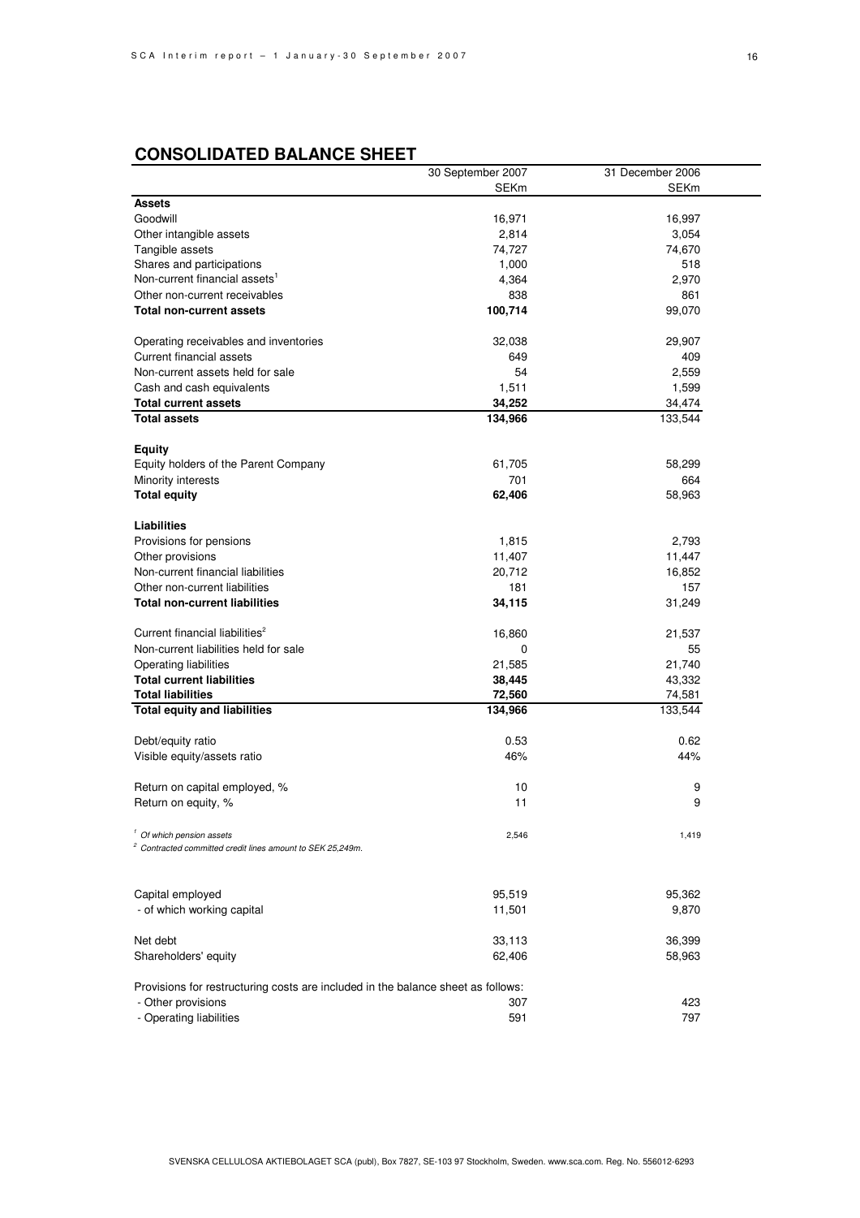## CONSOLIDATED BALANCE SHEET

| | 30 September 2007 | 31 December 2006 |
|---|---|---|
| | SEKm | SEKm |
| **Assets** | | |
| Goodwill | 16,971 | 16,997 |
| Other intangible assets | 2,814 | 3,054 |
| Tangible assets | 74,727 | 74,670 |
| Shares and participations | 1,000 | 518 |
| Non-current financial assets[1] | 4,364 | 2,970 |
| Other non-current receivables | 838 | 861 |
| **Total non-current assets** | **100,714** | 99,070 |
| | | |
| Operating receivables and inventories | 32,038 | 29,907 |
| Current financial assets | 649 | 409 |
| Non-current assets held for sale | 54 | 2,559 |
| Cash and cash equivalents | 1,511 | 1,599 |
| **Total current assets** | **34,252** | 34,474 |
| **Total assets** | **134,966** | 133,544 |
| | | |
| **Equity** | | |
| Equity holders of the Parent Company | 61,705 | 58,299 |
| Minority interests | 701 | 664 |
| **Total equity** | **62,406** | 58,963 |
| | | |
| **Liabilities** | | |
| Provisions for pensions | 1,815 | 2,793 |
| Other provisions | 11,407 | 11,447 |
| Non-current financial liabilities | 20,712 | 16,852 |
| Other non-current liabilities | 181 | 157 |
| **Total non-current liabilities** | **34,115** | 31,249 |
| | | |
| Current financial liabilities[2] | 16,860 | 21,537 |
| Non-current liabilities held for sale | 0 | 55 |
| Operating liabilities | 21,585 | 21,740 |
| **Total current liabilities** | **38,445** | 43,332 |
| **Total liabilities** | **72,560** | 74,581 |
| **Total equity and liabilities** | **134,966** | 133,544 |
| | | |
| Debt/equity ratio | 0.53 | 0.62 |
| Visible equity/assets ratio | 46% | 44% |
| | | |
| Return on capital employed, % | 10 | 9 |
| Return on equity, % | 11 | 9 |
| | | |
| *[1] Of which pension assets* | 2,546 | 1,419 |

*[2] Contracted committed credit lines amount to SEK 25,249m.*

| | | |
|---|---|---|
| Capital employed | 95,519 | 95,362 |
| - of which working capital | 11,501 | 9,870 |
| | | |
| Net debt | 33,113 | 36,399 |
| Shareholders' equity | 62,406 | 58,963 |
| | | |
| Provisions for restructuring costs are included in the balance sheet as follows: | | |
| - Other provisions | 307 | 423 |
| - Operating liabilities | 591 | 797 |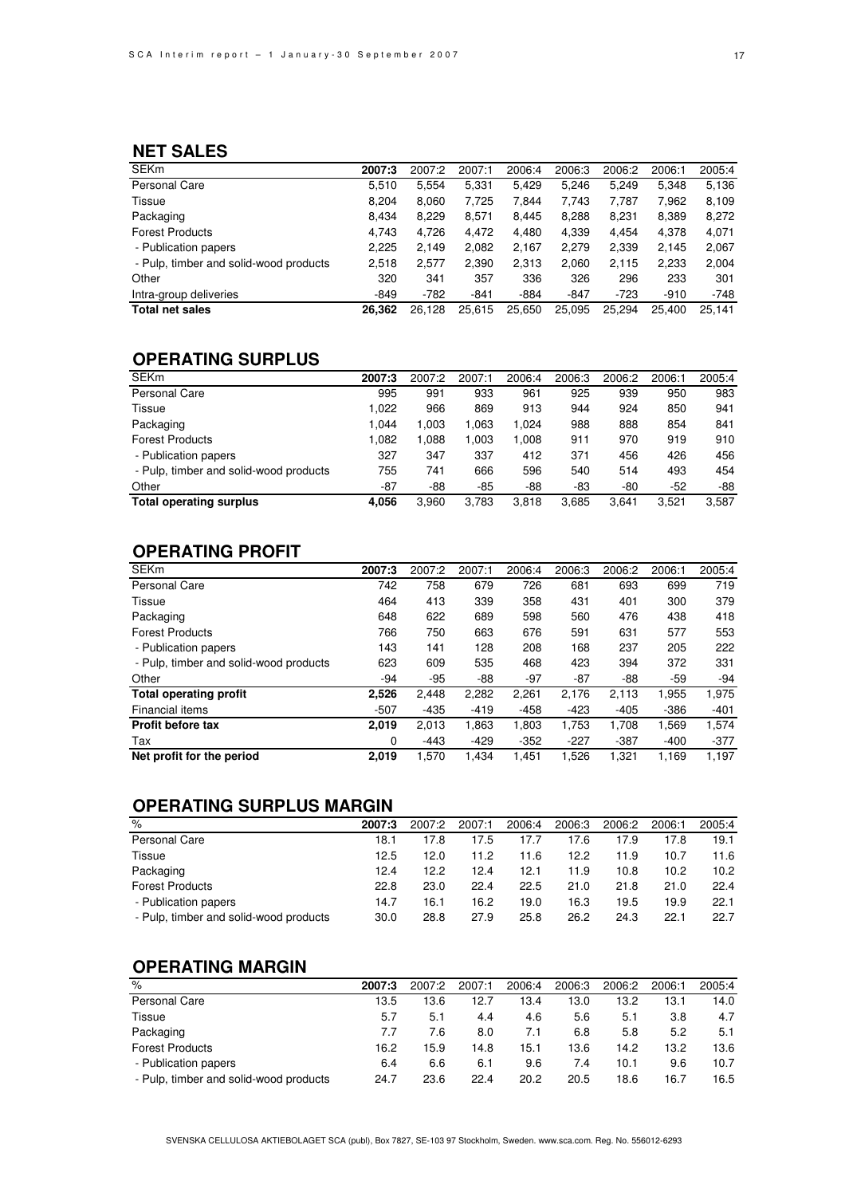## NET SALES

| SEKm | **2007:3** | 2007:2 | 2007:1 | 2006:4 | 2006:3 | 2006:2 | 2006:1 | 2005:4 |
|---|---|---|---|---|---|---|---|---|
| Personal Care | 5,510 | 5,554 | 5,331 | 5,429 | 5,246 | 5,249 | 5,348 | 5,136 |
| Tissue | 8,204 | 8,060 | 7,725 | 7,844 | 7,743 | 7,787 | 7,962 | 8,109 |
| Packaging | 8,434 | 8,229 | 8,571 | 8,445 | 8,288 | 8,231 | 8,389 | 8,272 |
| Forest Products | 4,743 | 4,726 | 4,472 | 4,480 | 4,339 | 4,454 | 4,378 | 4,071 |
| - Publication papers | 2,225 | 2,149 | 2,082 | 2,167 | 2,279 | 2,339 | 2,145 | 2,067 |
| - Pulp, timber and solid-wood products | 2,518 | 2,577 | 2,390 | 2,313 | 2,060 | 2,115 | 2,233 | 2,004 |
| Other | 320 | 341 | 357 | 336 | 326 | 296 | 233 | 301 |
| Intra-group deliveries | -849 | -782 | -841 | -884 | -847 | -723 | -910 | -748 |
| **Total net sales** | **26,362** | 26,128 | 25,615 | 25,650 | 25,095 | 25,294 | 25,400 | 25,141 |

## OPERATING SURPLUS

| SEKm | **2007:3** | 2007:2 | 2007:1 | 2006:4 | 2006:3 | 2006:2 | 2006:1 | 2005:4 |
|---|---|---|---|---|---|---|---|---|
| Personal Care | 995 | 991 | 933 | 961 | 925 | 939 | 950 | 983 |
| Tissue | 1,022 | 966 | 869 | 913 | 944 | 924 | 850 | 941 |
| Packaging | 1,044 | 1,003 | 1,063 | 1,024 | 988 | 888 | 854 | 841 |
| Forest Products | 1,082 | 1,088 | 1,003 | 1,008 | 911 | 970 | 919 | 910 |
| - Publication papers | 327 | 347 | 337 | 412 | 371 | 456 | 426 | 456 |
| - Pulp, timber and solid-wood products | 755 | 741 | 666 | 596 | 540 | 514 | 493 | 454 |
| Other | -87 | -88 | -85 | -88 | -83 | -80 | -52 | -88 |
| **Total operating surplus** | **4,056** | 3,960 | 3,783 | 3,818 | 3,685 | 3,641 | 3,521 | 3,587 |

## OPERATING PROFIT

| SEKm | **2007:3** | 2007:2 | 2007:1 | 2006:4 | 2006:3 | 2006:2 | 2006:1 | 2005:4 |
|---|---|---|---|---|---|---|---|---|
| Personal Care | 742 | 758 | 679 | 726 | 681 | 693 | 699 | 719 |
| Tissue | 464 | 413 | 339 | 358 | 431 | 401 | 300 | 379 |
| Packaging | 648 | 622 | 689 | 598 | 560 | 476 | 438 | 418 |
| Forest Products | 766 | 750 | 663 | 676 | 591 | 631 | 577 | 553 |
| - Publication papers | 143 | 141 | 128 | 208 | 168 | 237 | 205 | 222 |
| - Pulp, timber and solid-wood products | 623 | 609 | 535 | 468 | 423 | 394 | 372 | 331 |
| Other | -94 | -95 | -88 | -97 | -87 | -88 | -59 | -94 |
| **Total operating profit** | **2,526** | 2,448 | 2,282 | 2,261 | 2,176 | 2,113 | 1,955 | 1,975 |
| Financial items | -507 | -435 | -419 | -458 | -423 | -405 | -386 | -401 |
| **Profit before tax** | **2,019** | 2,013 | 1,863 | 1,803 | 1,753 | 1,708 | 1,569 | 1,574 |
| Tax | 0 | -443 | -429 | -352 | -227 | -387 | -400 | -377 |
| **Net profit for the period** | **2,019** | 1,570 | 1,434 | 1,451 | 1,526 | 1,321 | 1,169 | 1,197 |

## OPERATING SURPLUS MARGIN

| % | **2007:3** | 2007:2 | 2007:1 | 2006:4 | 2006:3 | 2006:2 | 2006:1 | 2005:4 |
|---|---|---|---|---|---|---|---|---|
| Personal Care | 18.1 | 17.8 | 17.5 | 17.7 | 17.6 | 17.9 | 17.8 | 19.1 |
| Tissue | 12.5 | 12.0 | 11.2 | 11.6 | 12.2 | 11.9 | 10.7 | 11.6 |
| Packaging | 12.4 | 12.2 | 12.4 | 12.1 | 11.9 | 10.8 | 10.2 | 10.2 |
| Forest Products | 22.8 | 23.0 | 22.4 | 22.5 | 21.0 | 21.8 | 21.0 | 22.4 |
| - Publication papers | 14.7 | 16.1 | 16.2 | 19.0 | 16.3 | 19.5 | 19.9 | 22.1 |
| - Pulp, timber and solid-wood products | 30.0 | 28.8 | 27.9 | 25.8 | 26.2 | 24.3 | 22.1 | 22.7 |

## OPERATING MARGIN

| % | **2007:3** | 2007:2 | 2007:1 | 2006:4 | 2006:3 | 2006:2 | 2006:1 | 2005:4 |
|---|---|---|---|---|---|---|---|---|
| Personal Care | 13.5 | 13.6 | 12.7 | 13.4 | 13.0 | 13.2 | 13.1 | 14.0 |
| Tissue | 5.7 | 5.1 | 4.4 | 4.6 | 5.6 | 5.1 | 3.8 | 4.7 |
| Packaging | 7.7 | 7.6 | 8.0 | 7.1 | 6.8 | 5.8 | 5.2 | 5.1 |
| Forest Products | 16.2 | 15.9 | 14.8 | 15.1 | 13.6 | 14.2 | 13.2 | 13.6 |
| - Publication papers | 6.4 | 6.6 | 6.1 | 9.6 | 7.4 | 10.1 | 9.6 | 10.7 |
| - Pulp, timber and solid-wood products | 24.7 | 23.6 | 22.4 | 20.2 | 20.5 | 18.6 | 16.7 | 16.5 |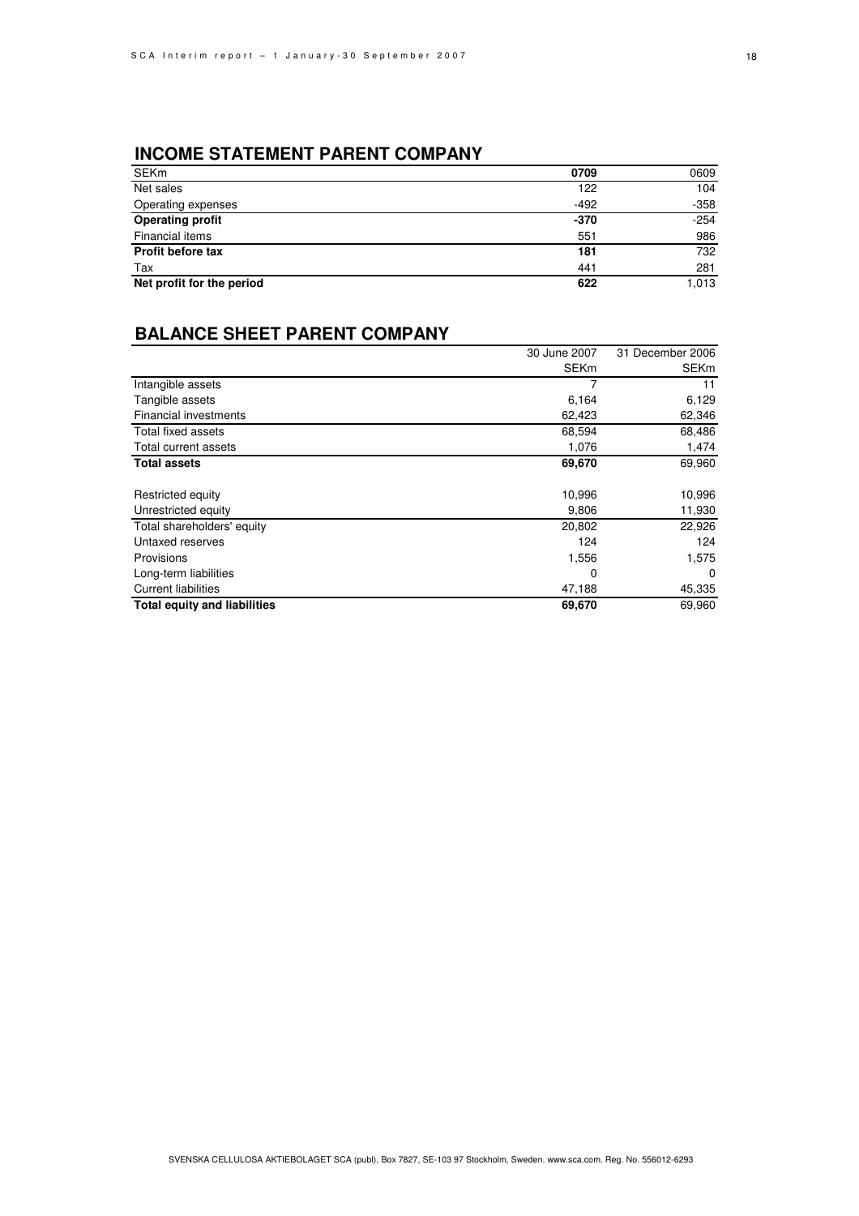## INCOME STATEMENT PARENT COMPANY

| SEKm | **0709** | 0609 |
| --- | --- | --- |
| Net sales | 122 | 104 |
| Operating expenses | -492 | -358 |
| **Operating profit** | **-370** | -254 |
| Financial items | 551 | 986 |
| **Profit before tax** | **181** | 732 |
| Tax | 441 | 281 |
| **Net profit for the period** | **622** | 1,013 |

## BALANCE SHEET PARENT COMPANY

| | 30 June 2007 | 31 December 2006 |
| --- | --- | --- |
| | SEKm | SEKm |
| Intangible assets | 7 | 11 |
| Tangible assets | 6,164 | 6,129 |
| Financial investments | 62,423 | 62,346 |
| Total fixed assets | 68,594 | 68,486 |
| Total current assets | 1,076 | 1,474 |
| **Total assets** | **69,670** | 69,960 |
| | | |
| Restricted equity | 10,996 | 10,996 |
| Unrestricted equity | 9,806 | 11,930 |
| Total shareholders' equity | 20,802 | 22,926 |
| Untaxed reserves | 124 | 124 |
| Provisions | 1,556 | 1,575 |
| Long-term liabilities | 0 | 0 |
| Current liabilities | 47,188 | 45,335 |
| **Total equity and liabilities** | **69,670** | 69,960 |